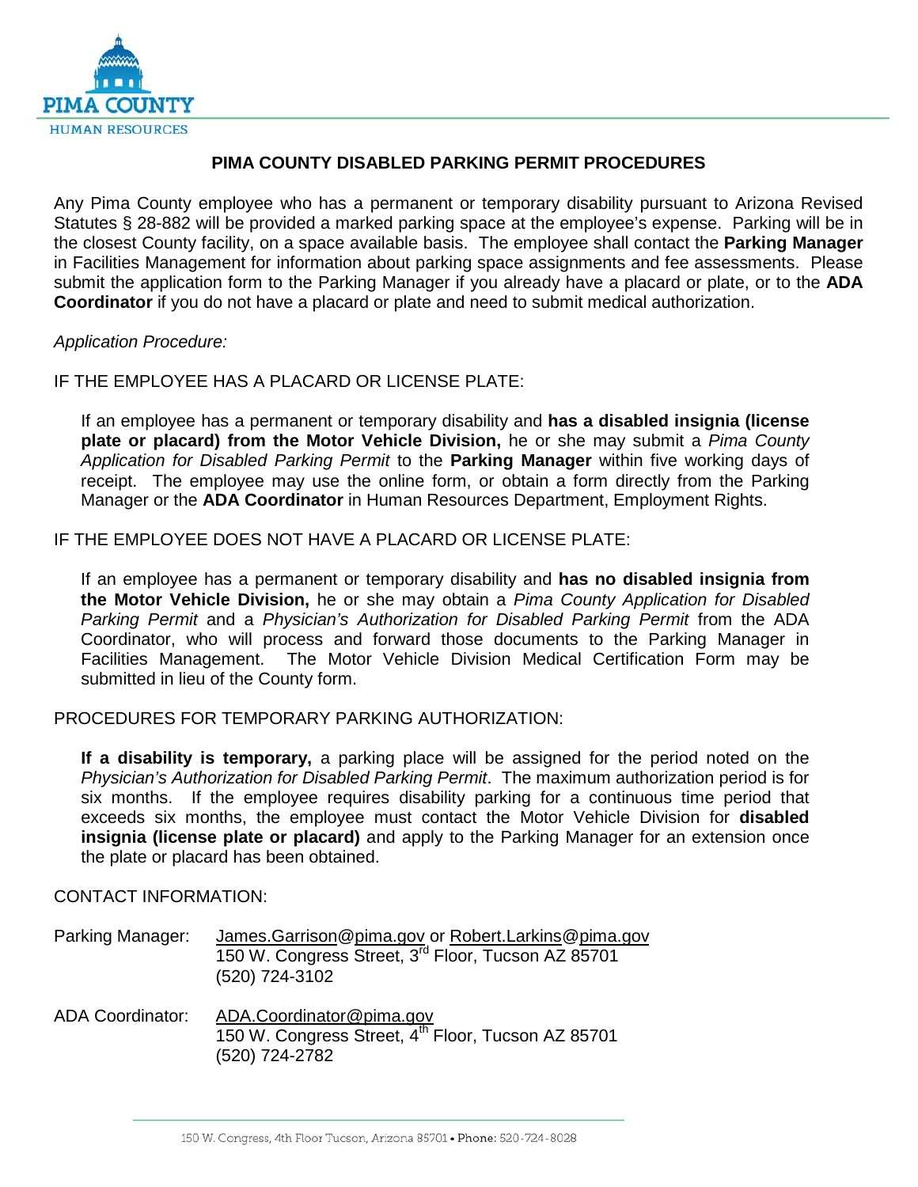PIMA COUNTY
HUMAN RESOURCES

# PIMA COUNTY DISABLED PARKING PERMIT PROCEDURES

Any Pima County employee who has a permanent or temporary disability pursuant to Arizona Revised Statutes § 28-882 will be provided a marked parking space at the employee's expense. Parking will be in the closest County facility, on a space available basis. The employee shall contact the **Parking Manager** in Facilities Management for information about parking space assignments and fee assessments. Please submit the application form to the Parking Manager if you already have a placard or plate, or to the **ADA Coordinator** if you do not have a placard or plate and need to submit medical authorization.

*Application Procedure:*

IF THE EMPLOYEE HAS A PLACARD OR LICENSE PLATE:

If an employee has a permanent or temporary disability and **has a disabled insignia (license plate or placard) from the Motor Vehicle Division,** he or she may submit a *Pima County Application for Disabled Parking Permit* to the **Parking Manager** within five working days of receipt. The employee may use the online form, or obtain a form directly from the Parking Manager or the **ADA Coordinator** in Human Resources Department, Employment Rights.

IF THE EMPLOYEE DOES NOT HAVE A PLACARD OR LICENSE PLATE:

If an employee has a permanent or temporary disability and **has no disabled insignia from the Motor Vehicle Division,** he or she may obtain a *Pima County Application for Disabled Parking Permit* and a *Physician's Authorization for Disabled Parking Permit* from the ADA Coordinator, who will process and forward those documents to the Parking Manager in Facilities Management. The Motor Vehicle Division Medical Certification Form may be submitted in lieu of the County form.

PROCEDURES FOR TEMPORARY PARKING AUTHORIZATION:

**If a disability is temporary,** a parking place will be assigned for the period noted on the *Physician's Authorization for Disabled Parking Permit*. The maximum authorization period is for six months. If the employee requires disability parking for a continuous time period that exceeds six months, the employee must contact the Motor Vehicle Division for **disabled insignia (license plate or placard)** and apply to the Parking Manager for an extension once the plate or placard has been obtained.

CONTACT INFORMATION:

Parking Manager: James.Garrison@pima.gov or Robert.Larkins@pima.gov
150 W. Congress Street, 3rd Floor, Tucson AZ 85701
(520) 724-3102

ADA Coordinator: ADA.Coordinator@pima.gov
150 W. Congress Street, 4th Floor, Tucson AZ 85701
(520) 724-2782

150 W. Congress, 4th Floor Tucson, Arizona 85701 • Phone: 520-724-8028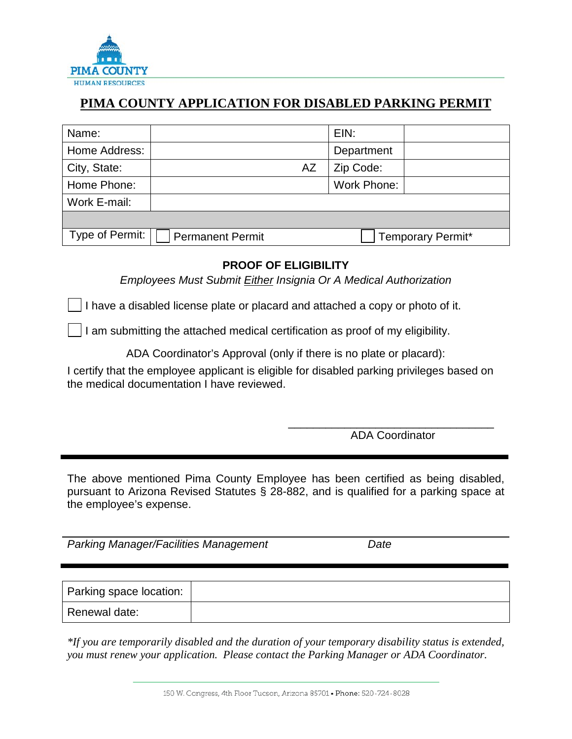PIMA COUNTY
HUMAN RESOURCES

# PIMA COUNTY APPLICATION FOR DISABLED PARKING PERMIT

| Name: | | EIN: | |
|---|---|---|---|
| Home Address: | | Department | |
| City, State: | AZ | Zip Code: | |
| Home Phone: | | Work Phone: | |
| Work E-mail: | | | |
| | | | |
| Type of Permit: | ☐ Permanent Permit | ☐ Temporary Permit* | |

## PROOF OF ELIGIBILITY

*Employees Must Submit Either Insignia Or A Medical Authorization*

☐ I have a disabled license plate or placard and attached a copy or photo of it.

☐ I am submitting the attached medical certification as proof of my eligibility.

ADA Coordinator's Approval (only if there is no plate or placard):

I certify that the employee applicant is eligible for disabled parking privileges based on the medical documentation I have reviewed.

\_\_\_\_\_\_\_\_\_\_\_\_\_\_\_\_\_\_\_\_\_\_\_\_\_\_\_\_\_\_\_\_\_\_
ADA Coordinator

---

The above mentioned Pima County Employee has been certified as being disabled, pursuant to Arizona Revised Statutes § 28-882, and is qualified for a parking space at the employee's expense.

\_\_\_\_\_\_\_\_\_\_\_\_\_\_\_\_\_\_\_\_\_\_\_\_\_\_\_\_\_\_\_\_\_\_\_\_\_\_\_\_\_\_\_\_\_\_\_\_\_\_\_\_\_\_\_\_\_\_
*Parking Manager/Facilities Management* *Date*

---

| Parking space location: | |
|---|---|
| Renewal date: | |

*\*If you are temporarily disabled and the duration of your temporary disability status is extended, you must renew your application. Please contact the Parking Manager or ADA Coordinator.*

150 W. Congress, 4th Floor Tucson, Arizona 85701 • Phone: 520-724-8028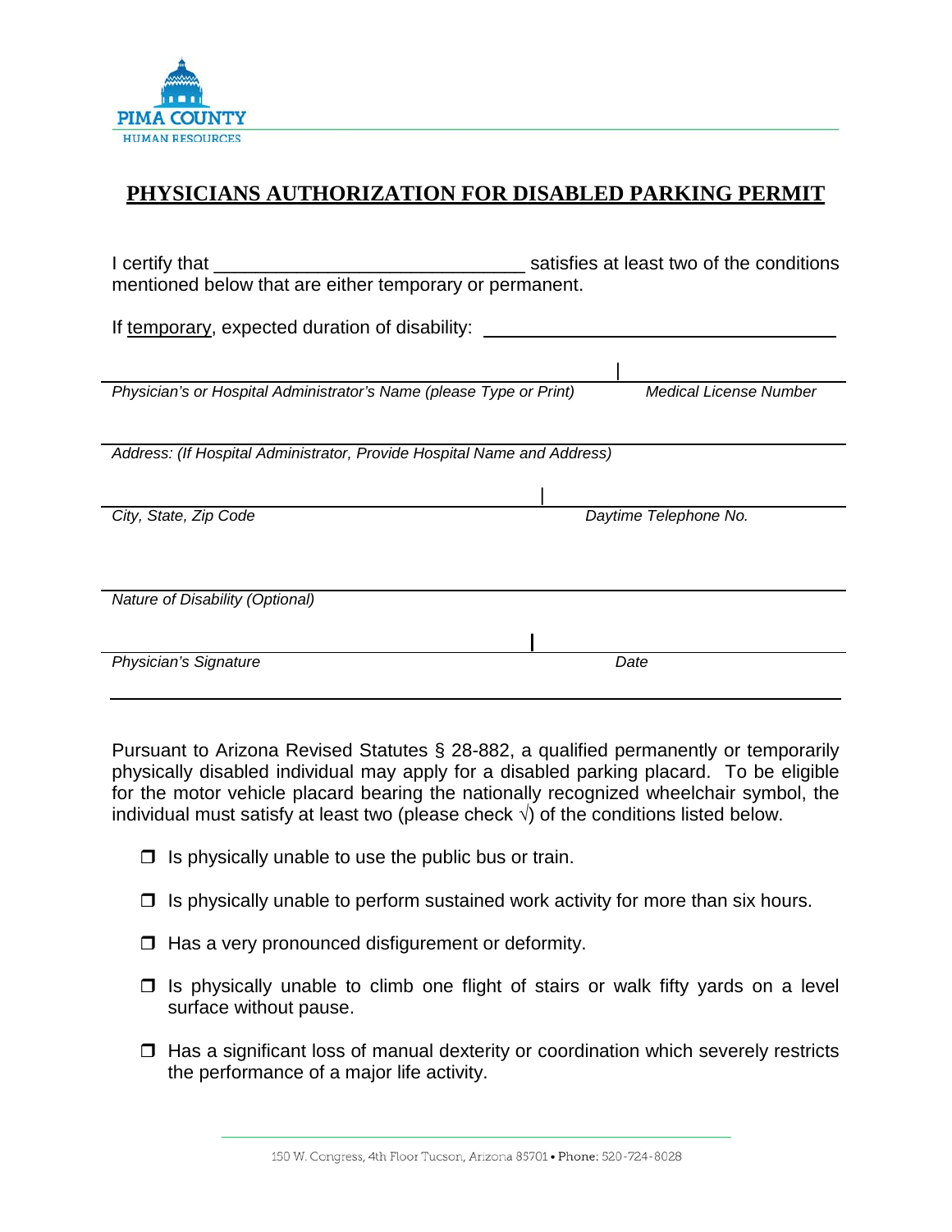PIMA COUNTY
HUMAN RESOURCES

# PHYSICIANS AUTHORIZATION FOR DISABLED PARKING PERMIT

I certify that ______________________________ satisfies at least two of the conditions mentioned below that are either temporary or permanent.

If temporary, expected duration of disability: ______________________________

| | |
|---|---|
| *Physician's or Hospital Administrator's Name (please Type or Print)* | *Medical License Number* |

*Address: (If Hospital Administrator, Provide Hospital Name and Address)*

| | |
|---|---|
| *City, State, Zip Code* | *Daytime Telephone No.* |

*Nature of Disability (Optional)*

| | |
|---|---|
| *Physician's Signature* | *Date* |

Pursuant to Arizona Revised Statutes § 28-882, a qualified permanently or temporarily physically disabled individual may apply for a disabled parking placard. To be eligible for the motor vehicle placard bearing the nationally recognized wheelchair symbol, the individual must satisfy at least two (please check √) of the conditions listed below.

- ☐ Is physically unable to use the public bus or train.
- ☐ Is physically unable to perform sustained work activity for more than six hours.
- ☐ Has a very pronounced disfigurement or deformity.
- ☐ Is physically unable to climb one flight of stairs or walk fifty yards on a level surface without pause.
- ☐ Has a significant loss of manual dexterity or coordination which severely restricts the performance of a major life activity.

150 W. Congress, 4th Floor Tucson, Arizona 85701 • Phone: 520-724-8028